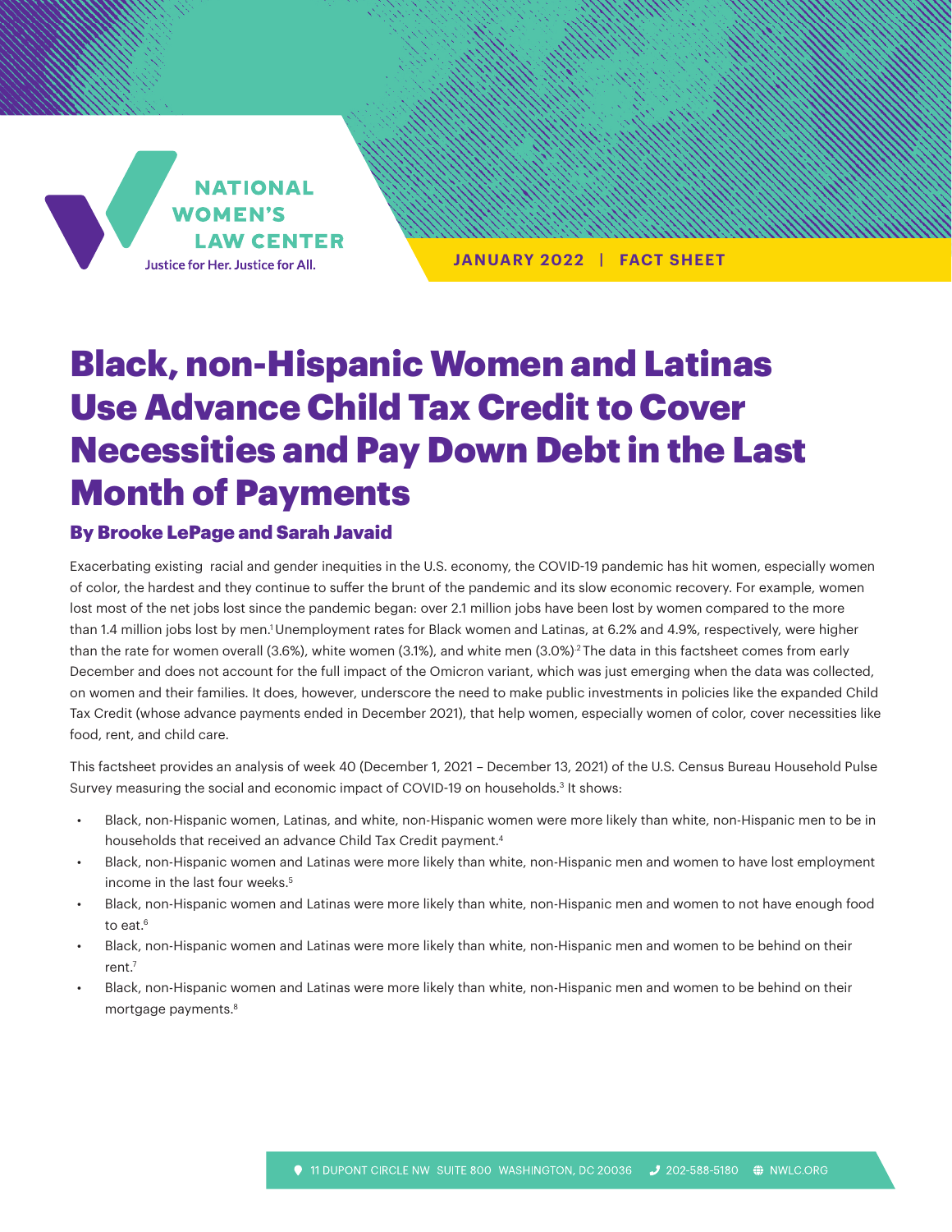NATIONAL WOMEN'S LAW CENTER

Justice for Her. Justice for All.

JANUARY 2022 | FACT SHEET

# Black, non-Hispanic Women and Latinas Use Advance Child Tax Credit to Cover Necessities and Pay Down Debt in the Last Month of Payments

### By Brooke LePage and Sarah Javaid

Exacerbating existing racial and gender inequities in the U.S. economy, the COVID-19 pandemic has hit women, especially women of color, the hardest and they continue to suffer the brunt of the pandemic and its slow economic recovery. For example, women lost most of the net jobs lost since the pandemic began: over 2.1 million jobs have been lost by women compared to the more than 1.4 million jobs lost by men.[1] Unemployment rates for Black women and Latinas, at 6.2% and 4.9%, respectively, were higher than the rate for women overall (3.6%), white women (3.1%), and white men (3.0%).[2] The data in this factsheet comes from early December and does not account for the full impact of the Omicron variant, which was just emerging when the data was collected, on women and their families. It does, however, underscore the need to make public investments in policies like the expanded Child Tax Credit (whose advance payments ended in December 2021), that help women, especially women of color, cover necessities like food, rent, and child care.

This factsheet provides an analysis of week 40 (December 1, 2021 – December 13, 2021) of the U.S. Census Bureau Household Pulse Survey measuring the social and economic impact of COVID-19 on households.[3] It shows:

- Black, non-Hispanic women, Latinas, and white, non-Hispanic women were more likely than white, non-Hispanic men to be in households that received an advance Child Tax Credit payment.[4]
- Black, non-Hispanic women and Latinas were more likely than white, non-Hispanic men and women to have lost employment income in the last four weeks.[5]
- Black, non-Hispanic women and Latinas were more likely than white, non-Hispanic men and women to not have enough food to eat.[6]
- Black, non-Hispanic women and Latinas were more likely than white, non-Hispanic men and women to be behind on their rent.[7]
- Black, non-Hispanic women and Latinas were more likely than white, non-Hispanic men and women to be behind on their mortgage payments.[8]

11 DUPONT CIRCLE NW SUITE 800 WASHINGTON, DC 20036 202-588-5180 NWLC.ORG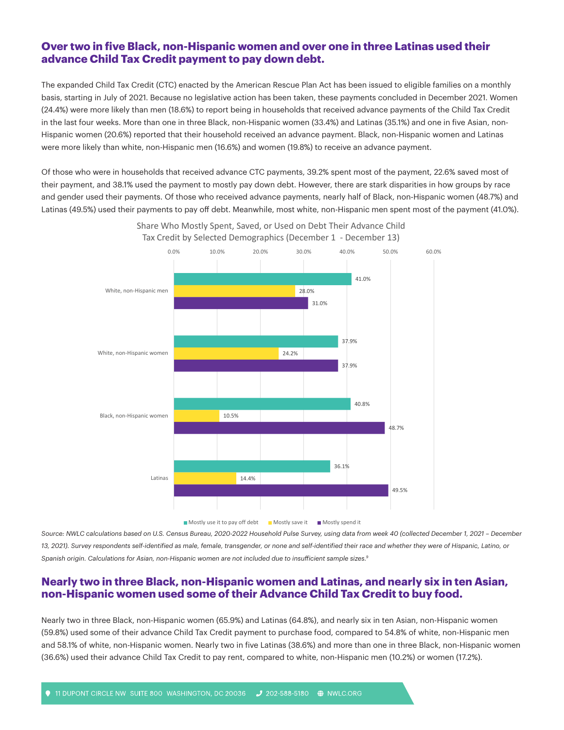## Over two in five Black, non-Hispanic women and over one in three Latinas used their advance Child Tax Credit payment to pay down debt.

The expanded Child Tax Credit (CTC) enacted by the American Rescue Plan Act has been issued to eligible families on a monthly basis, starting in July of 2021. Because no legislative action has been taken, these payments concluded in December 2021. Women (24.4%) were more likely than men (18.6%) to report being in households that received advance payments of the Child Tax Credit in the last four weeks. More than one in three Black, non-Hispanic women (33.4%) and Latinas (35.1%) and one in five Asian, non-Hispanic women (20.6%) reported that their household received an advance payment. Black, non-Hispanic women and Latinas were more likely than white, non-Hispanic men (16.6%) and women (19.8%) to receive an advance payment.

Of those who were in households that received advance CTC payments, 39.2% spent most of the payment, 22.6% saved most of their payment, and 38.1% used the payment to mostly pay down debt. However, there are stark disparities in how groups by race and gender used their payments. Of those who received advance payments, nearly half of Black, non-Hispanic women (48.7%) and Latinas (49.5%) used their payments to pay off debt. Meanwhile, most white, non-Hispanic men spent most of the payment (41.0%).

Share Who Mostly Spent, Saved, or Used on Debt Their Advance Child Tax Credit by Selected Demographics (December 1 - December 13)

0.0% 10.0% 20.0% 30.0% 40.0% 50.0% 60.0%

White, non-Hispanic men: 41.0% 28.0% 31.0%

White, non-Hispanic women: 37.9% 24.2% 37.9%

Black, non-Hispanic women: 40.8% 10.5% 48.7%

Latinas: 36.1% 14.4% 49.5%

Mostly use it to pay off debt · Mostly save it · Mostly spend it

*Source: NWLC calculations based on U.S. Census Bureau, 2020-2022 Household Pulse Survey, using data from week 40 (collected December 1, 2021 – December 13, 2021). Survey respondents self-identified as male, female, transgender, or none and self-identified their race and whether they were of Hispanic, Latino, or Spanish origin. Calculations for Asian, non-Hispanic women are not included due to insufficient sample sizes.*[9]

## Nearly two in three Black, non-Hispanic women and Latinas, and nearly six in ten Asian, non-Hispanic women used some of their Advance Child Tax Credit to buy food.

Nearly two in three Black, non-Hispanic women (65.9%) and Latinas (64.8%), and nearly six in ten Asian, non-Hispanic women (59.8%) used some of their advance Child Tax Credit payment to purchase food, compared to 54.8% of white, non-Hispanic men and 58.1% of white, non-Hispanic women. Nearly two in five Latinas (38.6%) and more than one in three Black, non-Hispanic women (36.6%) used their advance Child Tax Credit to pay rent, compared to white, non-Hispanic men (10.2%) or women (17.2%).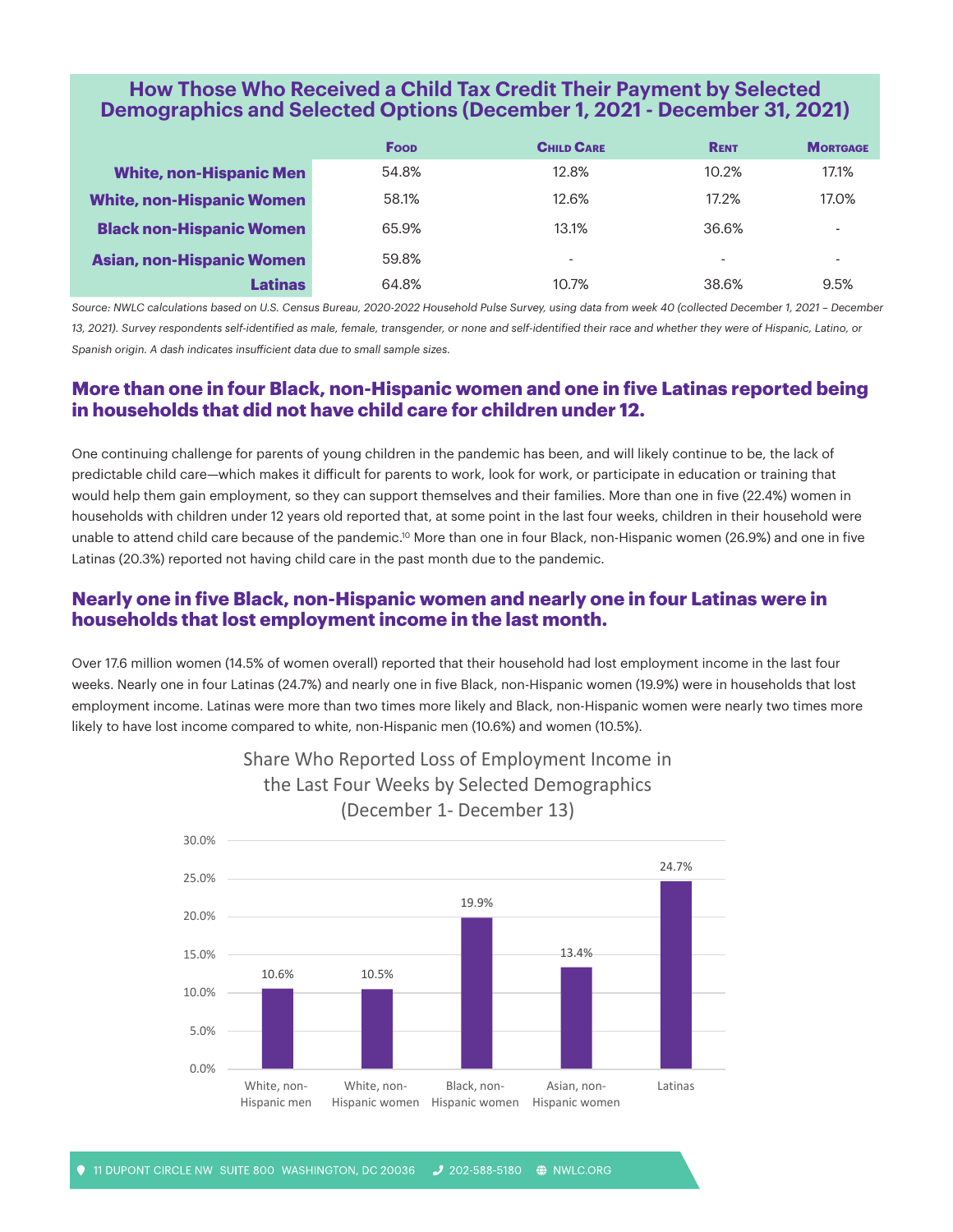## How Those Who Received a Child Tax Credit Their Payment by Selected Demographics and Selected Options (December 1, 2021 - December 31, 2021)

| | Food | Child Care | Rent | Mortgage |
|---|---|---|---|---|
| **White, non-Hispanic Men** | 54.8% | 12.8% | 10.2% | 17.1% |
| **White, non-Hispanic Women** | 58.1% | 12.6% | 17.2% | 17.0% |
| **Black non-Hispanic Women** | 65.9% | 13.1% | 36.6% | - |
| **Asian, non-Hispanic Women** | 59.8% | - | - | - |
| **Latinas** | 64.8% | 10.7% | 38.6% | 9.5% |

*Source: NWLC calculations based on U.S. Census Bureau, 2020-2022 Household Pulse Survey, using data from week 40 (collected December 1, 2021 – December 13, 2021). Survey respondents self-identified as male, female, transgender, or none and self-identified their race and whether they were of Hispanic, Latino, or Spanish origin. A dash indicates insufficient data due to small sample sizes.*

## More than one in four Black, non-Hispanic women and one in five Latinas reported being in households that did not have child care for children under 12.

One continuing challenge for parents of young children in the pandemic has been, and will likely continue to be, the lack of predictable child care—which makes it difficult for parents to work, look for work, or participate in education or training that would help them gain employment, so they can support themselves and their families. More than one in five (22.4%) women in households with children under 12 years old reported that, at some point in the last four weeks, children in their household were unable to attend child care because of the pandemic.[10] More than one in four Black, non-Hispanic women (26.9%) and one in five Latinas (20.3%) reported not having child care in the past month due to the pandemic.

## Nearly one in five Black, non-Hispanic women and nearly one in four Latinas were in households that lost employment income in the last month.

Over 17.6 million women (14.5% of women overall) reported that their household had lost employment income in the last four weeks. Nearly one in four Latinas (24.7%) and nearly one in five Black, non-Hispanic women (19.9%) were in households that lost employment income. Latinas were more than two times more likely and Black, non-Hispanic women were nearly two times more likely to have lost income compared to white, non-Hispanic men (10.6%) and women (10.5%).

Share Who Reported Loss of Employment Income in the Last Four Weeks by Selected Demographics (December 1- December 13)

30.0%
25.0%
20.0%
15.0%
10.0%
5.0%
0.0%

10.6% — White, non-Hispanic men
10.5% — White, non-Hispanic women
19.9% — Black, non-Hispanic women
13.4% — Asian, non-Hispanic women
24.7% — Latinas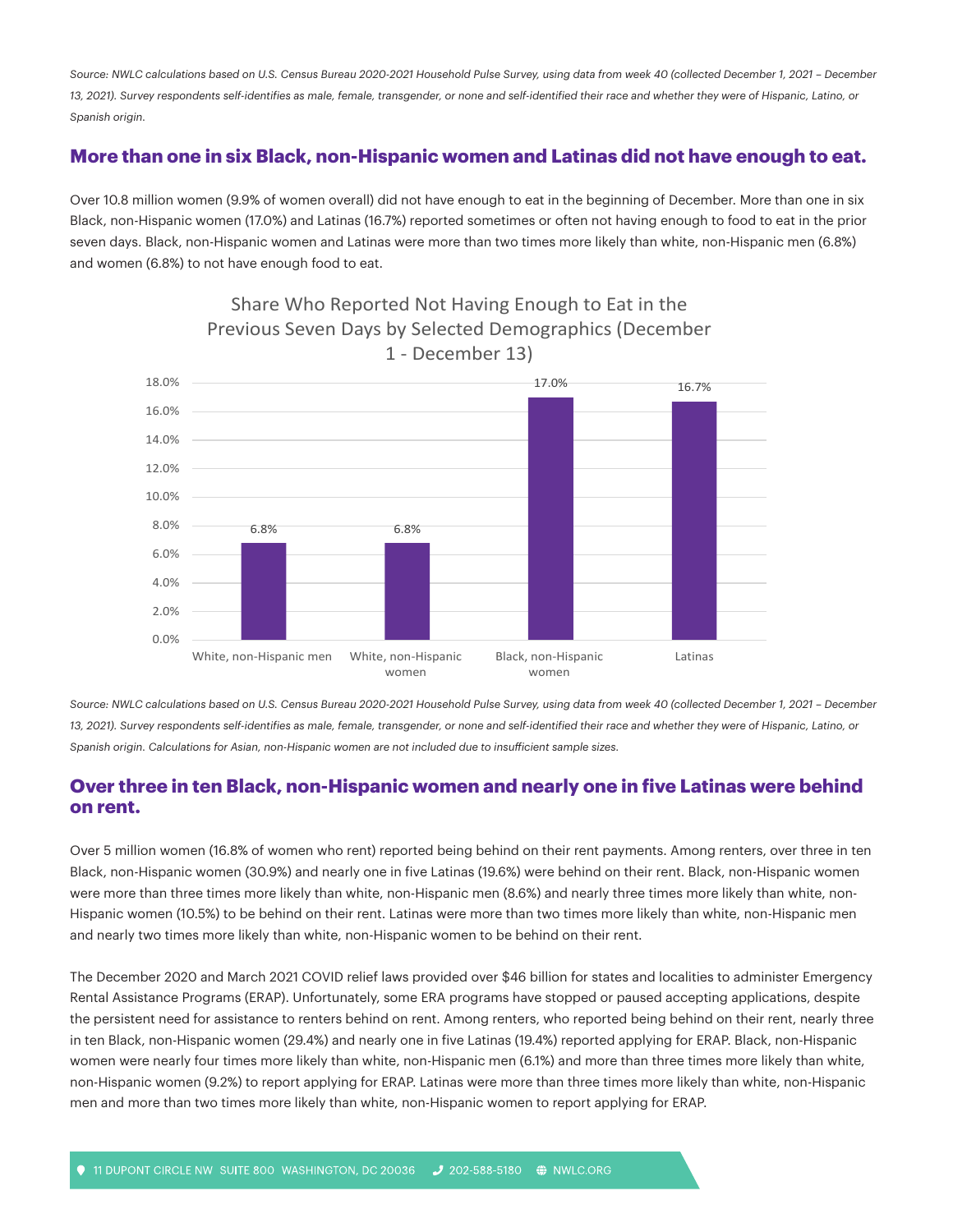*Source: NWLC calculations based on U.S. Census Bureau 2020-2021 Household Pulse Survey, using data from week 40 (collected December 1, 2021 – December 13, 2021). Survey respondents self-identifies as male, female, transgender, or none and self-identified their race and whether they were of Hispanic, Latino, or Spanish origin.*

## More than one in six Black, non-Hispanic women and Latinas did not have enough to eat.

Over 10.8 million women (9.9% of women overall) did not have enough to eat in the beginning of December. More than one in six Black, non-Hispanic women (17.0%) and Latinas (16.7%) reported sometimes or often not having enough to food to eat in the prior seven days. Black, non-Hispanic women and Latinas were more than two times more likely than white, non-Hispanic men (6.8%) and women (6.8%) to not have enough food to eat.

Share Who Reported Not Having Enough to Eat in the Previous Seven Days by Selected Demographics (December 1 - December 13)

18.0%
16.0%
14.0%
12.0%
10.0%
8.0%
6.0%
4.0%
2.0%
0.0%

6.8%
White, non-Hispanic men

6.8%
White, non-Hispanic women

17.0%
Black, non-Hispanic women

16.7%
Latinas

*Source: NWLC calculations based on U.S. Census Bureau 2020-2021 Household Pulse Survey, using data from week 40 (collected December 1, 2021 – December 13, 2021). Survey respondents self-identifies as male, female, transgender, or none and self-identified their race and whether they were of Hispanic, Latino, or Spanish origin. Calculations for Asian, non-Hispanic women are not included due to insufficient sample sizes.*

## Over three in ten Black, non-Hispanic women and nearly one in five Latinas were behind on rent.

Over 5 million women (16.8% of women who rent) reported being behind on their rent payments. Among renters, over three in ten Black, non-Hispanic women (30.9%) and nearly one in five Latinas (19.6%) were behind on their rent. Black, non-Hispanic women were more than three times more likely than white, non-Hispanic men (8.6%) and nearly three times more likely than white, non-Hispanic women (10.5%) to be behind on their rent. Latinas were more than two times more likely than white, non-Hispanic men and nearly two times more likely than white, non-Hispanic women to be behind on their rent.

The December 2020 and March 2021 COVID relief laws provided over $46 billion for states and localities to administer Emergency Rental Assistance Programs (ERAP). Unfortunately, some ERA programs have stopped or paused accepting applications, despite the persistent need for assistance to renters behind on rent. Among renters, who reported being behind on their rent, nearly three in ten Black, non-Hispanic women (29.4%) and nearly one in five Latinas (19.4%) reported applying for ERAP. Black, non-Hispanic women were nearly four times more likely than white, non-Hispanic men (6.1%) and more than three times more likely than white, non-Hispanic women (9.2%) to report applying for ERAP. Latinas were more than three times more likely than white, non-Hispanic men and more than two times more likely than white, non-Hispanic women to report applying for ERAP.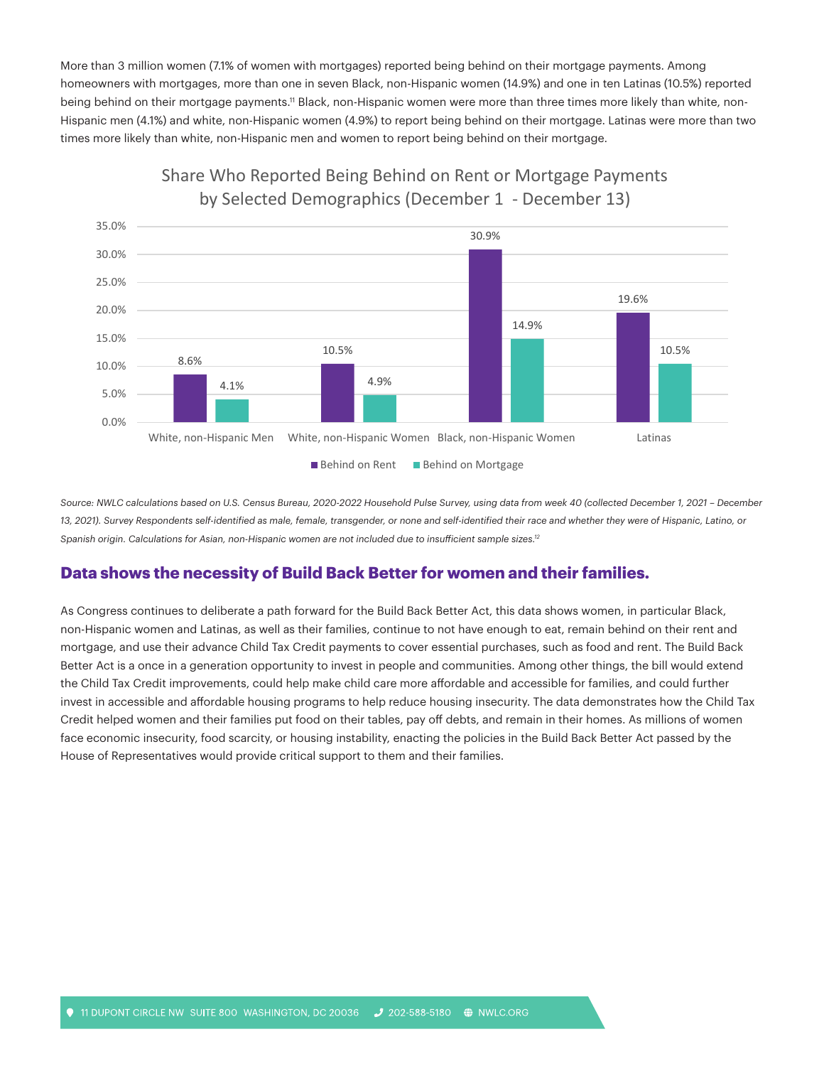More than 3 million women (7.1% of women with mortgages) reported being behind on their mortgage payments. Among homeowners with mortgages, more than one in seven Black, non-Hispanic women (14.9%) and one in ten Latinas (10.5%) reported being behind on their mortgage payments.[11] Black, non-Hispanic women were more than three times more likely than white, non-Hispanic men (4.1%) and white, non-Hispanic women (4.9%) to report being behind on their mortgage. Latinas were more than two times more likely than white, non-Hispanic men and women to report being behind on their mortgage.

Share Who Reported Being Behind on Rent or Mortgage Payments by Selected Demographics (December 1 - December 13)

35.0%
30.0%
25.0%
20.0%
15.0%
10.0%
5.0%
0.0%

White, non-Hispanic Men: 8.6%, 4.1%
White, non-Hispanic Women: 10.5%, 4.9%
Black, non-Hispanic Women: 30.9%, 14.9%
Latinas: 19.6%, 10.5%

Behind on Rent
Behind on Mortgage

*Source: NWLC calculations based on U.S. Census Bureau, 2020-2022 Household Pulse Survey, using data from week 40 (collected December 1, 2021 – December 13, 2021). Survey Respondents self-identified as male, female, transgender, or none and self-identified their race and whether they were of Hispanic, Latino, or Spanish origin. Calculations for Asian, non-Hispanic women are not included due to insufficient sample sizes.[12]*

## Data shows the necessity of Build Back Better for women and their families.

As Congress continues to deliberate a path forward for the Build Back Better Act, this data shows women, in particular Black, non-Hispanic women and Latinas, as well as their families, continue to not have enough to eat, remain behind on their rent and mortgage, and use their advance Child Tax Credit payments to cover essential purchases, such as food and rent. The Build Back Better Act is a once in a generation opportunity to invest in people and communities. Among other things, the bill would extend the Child Tax Credit improvements, could help make child care more affordable and accessible for families, and could further invest in accessible and affordable housing programs to help reduce housing insecurity. The data demonstrates how the Child Tax Credit helped women and their families put food on their tables, pay off debts, and remain in their homes. As millions of women face economic insecurity, food scarcity, or housing instability, enacting the policies in the Build Back Better Act passed by the House of Representatives would provide critical support to them and their families.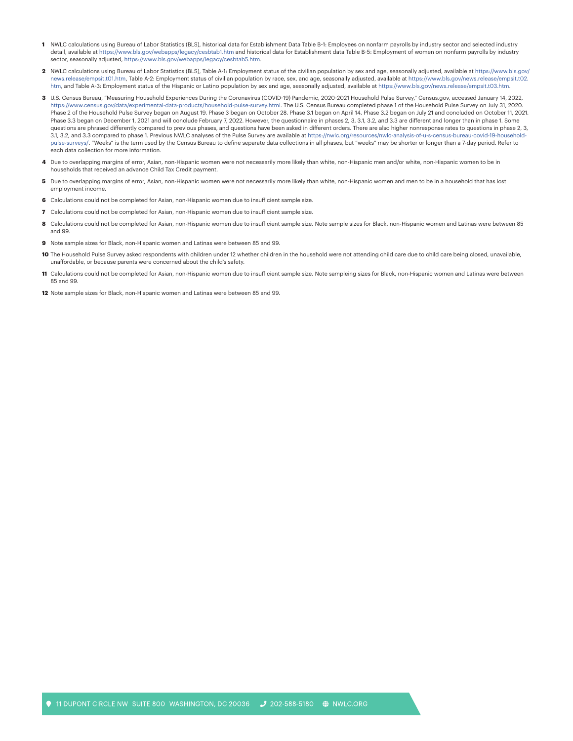1 NWLC calculations using Bureau of Labor Statistics (BLS), historical data for Establishment Data Table B-1: Employees on nonfarm payrolls by industry sector and selected industry detail, available at https://www.bls.gov/webapps/legacy/cesbtab1.htm and historical data for Establishment data Table B-5: Employment of women on nonfarm payrolls by industry sector, seasonally adjusted, https://www.bls.gov/webapps/legacy/cesbtab5.htm.

2 NWLC calculations using Bureau of Labor Statistics (BLS), Table A-1: Employment status of the civilian population by sex and age, seasonally adjusted, available at https://www.bls.gov/news.release/empsit.t01.htm, Table A-2: Employment status of civilian population by race, sex, and age, seasonally adjusted, available at https://www.bls.gov/news.release/empsit.t02.htm, and Table A-3: Employment status of the Hispanic or Latino population by sex and age, seasonally adjusted, available at https://www.bls.gov/news.release/empsit.t03.htm.

3 U.S. Census Bureau, "Measuring Household Experiences During the Coronavirus (COVID-19) Pandemic, 2020-2021 Household Pulse Survey," Census.gov, accessed January 14, 2022, https://www.census.gov/data/experimental-data-products/household-pulse-survey.html. The U.S. Census Bureau completed phase 1 of the Household Pulse Survey on July 31, 2020. Phase 2 of the Household Pulse Survey began on August 19. Phase 3 began on October 28. Phase 3.1 began on April 14. Phase 3.2 began on July 21 and concluded on October 11, 2021. Phase 3.3 began on December 1, 2021 and will conclude February 7, 2022. However, the questionnaire in phases 2, 3, 3.1, 3.2, and 3.3 are different and longer than in phase 1. Some questions are phrased differently compared to previous phases, and questions have been asked in different orders. There are also higher nonresponse rates to questions in phase 2, 3, 3.1, 3.2, and 3.3 compared to phase 1. Previous NWLC analyses of the Pulse Survey are available at https://nwlc.org/resources/nwlc-analysis-of-u-s-census-bureau-covid-19-household-pulse-surveys/. "Weeks" is the term used by the Census Bureau to define separate data collections in all phases, but "weeks" may be shorter or longer than a 7-day period. Refer to each data collection for more information.

4 Due to overlapping margins of error, Asian, non-Hispanic women were not necessarily more likely than white, non-Hispanic men and/or white, non-Hispanic women to be in households that received an advance Child Tax Credit payment.

5 Due to overlapping margins of error, Asian, non-Hispanic women were not necessarily more likely than white, non-Hispanic women and men to be in a household that has lost employment income.

6 Calculations could not be completed for Asian, non-Hispanic women due to insufficient sample size.

7 Calculations could not be completed for Asian, non-Hispanic women due to insufficient sample size.

8 Calculations could not be completed for Asian, non-Hispanic women due to insufficient sample size. Note sample sizes for Black, non-Hispanic women and Latinas were between 85 and 99.

9 Note sample sizes for Black, non-Hispanic women and Latinas were between 85 and 99.

10 The Household Pulse Survey asked respondents with children under 12 whether children in the household were not attending child care due to child care being closed, unavailable, unaffordable, or because parents were concerned about the child's safety.

11 Calculations could not be completed for Asian, non-Hispanic women due to insufficient sample size. Note sampleing sizes for Black, non-Hispanic women and Latinas were between 85 and 99.

12 Note sample sizes for Black, non-Hispanic women and Latinas were between 85 and 99.

11 DUPONT CIRCLE NW SUITE 800 WASHINGTON, DC 20036 202-588-5180 NWLC.ORG